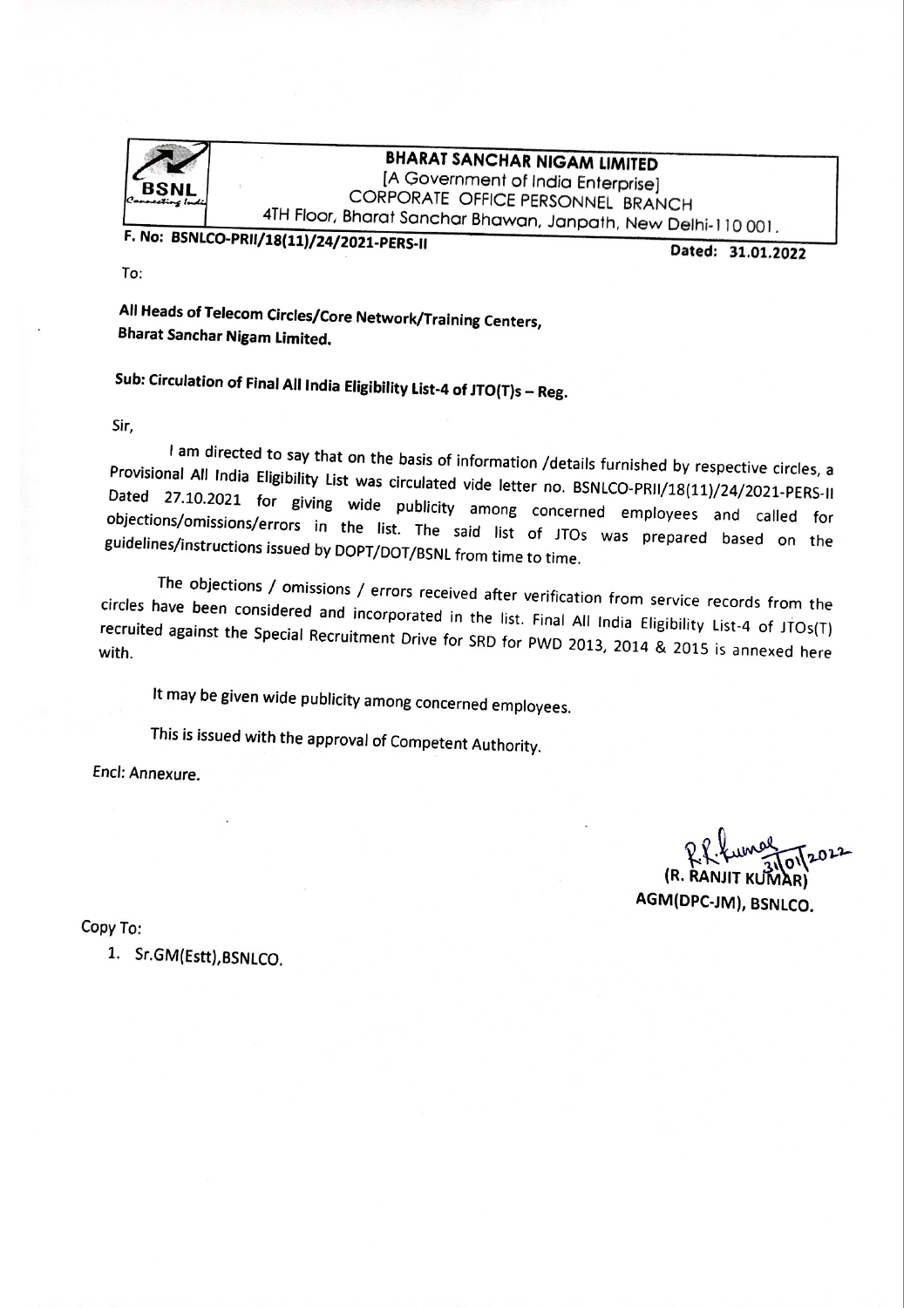**BHARAT SANCHAR NIGAM LIMITED**
[A Government of India Enterprise]
CORPORATE OFFICE PERSONNEL BRANCH
4TH Floor, Bharat Sanchar Bhawan, Janpath, New Delhi-110 001.

**F. No: BSNLCO-PRII/18(11)/24/2021-PERS-II** **Dated: 31.01.2022**

To:

**All Heads of Telecom Circles/Core Network/Training Centers,**
**Bharat Sanchar Nigam Limited.**

**Sub: Circulation of Final All India Eligibility List-4 of JTO(T)s – Reg.**

Sir,

I am directed to say that on the basis of information /details furnished by respective circles, a Provisional All India Eligibility List was circulated vide letter no. BSNLCO-PRII/18(11)/24/2021-PERS-II Dated 27.10.2021 for giving wide publicity among concerned employees and called for objections/omissions/errors in the list. The said list of JTOs was prepared based on the guidelines/instructions issued by DOPT/DOT/BSNL from time to time.

The objections / omissions / errors received after verification from service records from the circles have been considered and incorporated in the list. Final All India Eligibility List-4 of JTOs(T) recruited against the Special Recruitment Drive for SRD for PWD 2013, 2014 & 2015 is annexed here with.

It may be given wide publicity among concerned employees.

This is issued with the approval of Competent Authority.

Encl: Annexure.

R.R. Kumar 31/01/2022
(R. RANJIT KUMAR)
AGM(DPC-JM), BSNLCO.

Copy To:

1. Sr.GM(Estt),BSNLCO.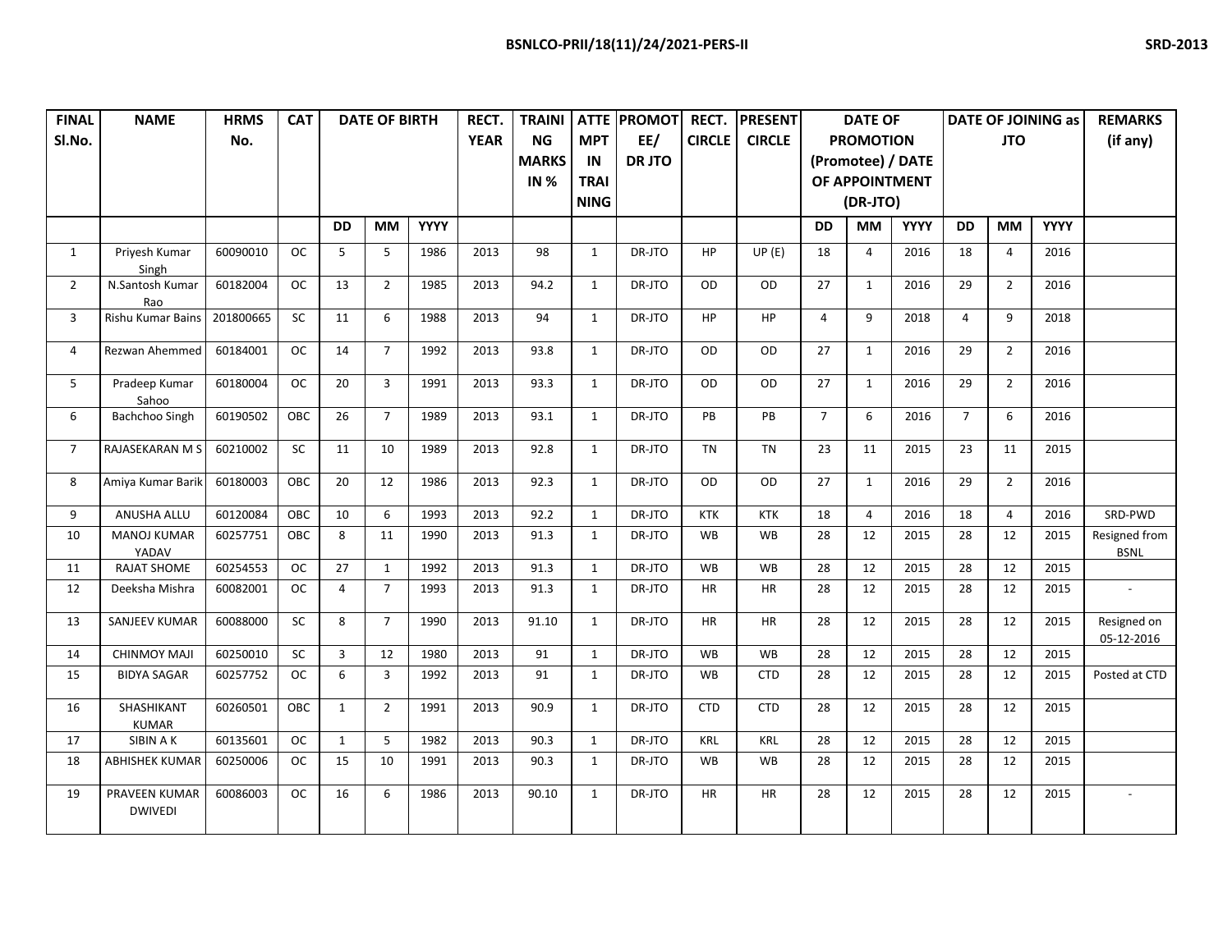| FINAL Sl.No. | NAME | HRMS No. | CAT | DATE OF BIRTH | | | RECT. YEAR | TRAINING MARKS IN % | ATTEMPT IN TRAINING | PROMOTEE/ DR JTO | RECT. CIRCLE | PRESENT CIRCLE | DATE OF PROMOTION (Promotee) / DATE OF APPOINTMENT (DR-JTO) | | | DATE OF JOINING as JTO | | | REMARKS (if any) |
|---|---|---|---|---|---|---|---|---|---|---|---|---|---|---|---|---|---|---|---|
| | | | | DD | MM | YYYY | | | | | | | DD | MM | YYYY | DD | MM | YYYY | |
| 1 | Priyesh Kumar Singh | 60090010 | OC | 5 | 5 | 1986 | 2013 | 98 | 1 | DR-JTO | HP | UP (E) | 18 | 4 | 2016 | 18 | 4 | 2016 | |
| 2 | N.Santosh Kumar Rao | 60182004 | OC | 13 | 2 | 1985 | 2013 | 94.2 | 1 | DR-JTO | OD | OD | 27 | 1 | 2016 | 29 | 2 | 2016 | |
| 3 | Rishu Kumar Bains | 201800665 | SC | 11 | 6 | 1988 | 2013 | 94 | 1 | DR-JTO | HP | HP | 4 | 9 | 2018 | 4 | 9 | 2018 | |
| 4 | Rezwan Ahemmed | 60184001 | OC | 14 | 7 | 1992 | 2013 | 93.8 | 1 | DR-JTO | OD | OD | 27 | 1 | 2016 | 29 | 2 | 2016 | |
| 5 | Pradeep Kumar Sahoo | 60180004 | OC | 20 | 3 | 1991 | 2013 | 93.3 | 1 | DR-JTO | OD | OD | 27 | 1 | 2016 | 29 | 2 | 2016 | |
| 6 | Bachchoo Singh | 60190502 | OBC | 26 | 7 | 1989 | 2013 | 93.1 | 1 | DR-JTO | PB | PB | 7 | 6 | 2016 | 7 | 6 | 2016 | |
| 7 | RAJASEKARAN M S | 60210002 | SC | 11 | 10 | 1989 | 2013 | 92.8 | 1 | DR-JTO | TN | TN | 23 | 11 | 2015 | 23 | 11 | 2015 | |
| 8 | Amiya Kumar Barik | 60180003 | OBC | 20 | 12 | 1986 | 2013 | 92.3 | 1 | DR-JTO | OD | OD | 27 | 1 | 2016 | 29 | 2 | 2016 | |
| 9 | ANUSHA ALLU | 60120084 | OBC | 10 | 6 | 1993 | 2013 | 92.2 | 1 | DR-JTO | KTK | KTK | 18 | 4 | 2016 | 18 | 4 | 2016 | SRD-PWD |
| 10 | MANOJ KUMAR YADAV | 60257751 | OBC | 8 | 11 | 1990 | 2013 | 91.3 | 1 | DR-JTO | WB | WB | 28 | 12 | 2015 | 28 | 12 | 2015 | Resigned from BSNL |
| 11 | RAJAT SHOME | 60254553 | OC | 27 | 1 | 1992 | 2013 | 91.3 | 1 | DR-JTO | WB | WB | 28 | 12 | 2015 | 28 | 12 | 2015 | |
| 12 | Deeksha Mishra | 60082001 | OC | 4 | 7 | 1993 | 2013 | 91.3 | 1 | DR-JTO | HR | HR | 28 | 12 | 2015 | 28 | 12 | 2015 | - |
| 13 | SANJEEV KUMAR | 60088000 | SC | 8 | 7 | 1990 | 2013 | 91.10 | 1 | DR-JTO | HR | HR | 28 | 12 | 2015 | 28 | 12 | 2015 | Resigned on 05-12-2016 |
| 14 | CHINMOY MAJI | 60250010 | SC | 3 | 12 | 1980 | 2013 | 91 | 1 | DR-JTO | WB | WB | 28 | 12 | 2015 | 28 | 12 | 2015 | |
| 15 | BIDYA SAGAR | 60257752 | OC | 6 | 3 | 1992 | 2013 | 91 | 1 | DR-JTO | WB | CTD | 28 | 12 | 2015 | 28 | 12 | 2015 | Posted at CTD |
| 16 | SHASHIKANT KUMAR | 60260501 | OBC | 1 | 2 | 1991 | 2013 | 90.9 | 1 | DR-JTO | CTD | CTD | 28 | 12 | 2015 | 28 | 12 | 2015 | |
| 17 | SIBIN A K | 60135601 | OC | 1 | 5 | 1982 | 2013 | 90.3 | 1 | DR-JTO | KRL | KRL | 28 | 12 | 2015 | 28 | 12 | 2015 | |
| 18 | ABHISHEK KUMAR | 60250006 | OC | 15 | 10 | 1991 | 2013 | 90.3 | 1 | DR-JTO | WB | WB | 28 | 12 | 2015 | 28 | 12 | 2015 | |
| 19 | PRAVEEN KUMAR DWIVEDI | 60086003 | OC | 16 | 6 | 1986 | 2013 | 90.10 | 1 | DR-JTO | HR | HR | 28 | 12 | 2015 | 28 | 12 | 2015 | - |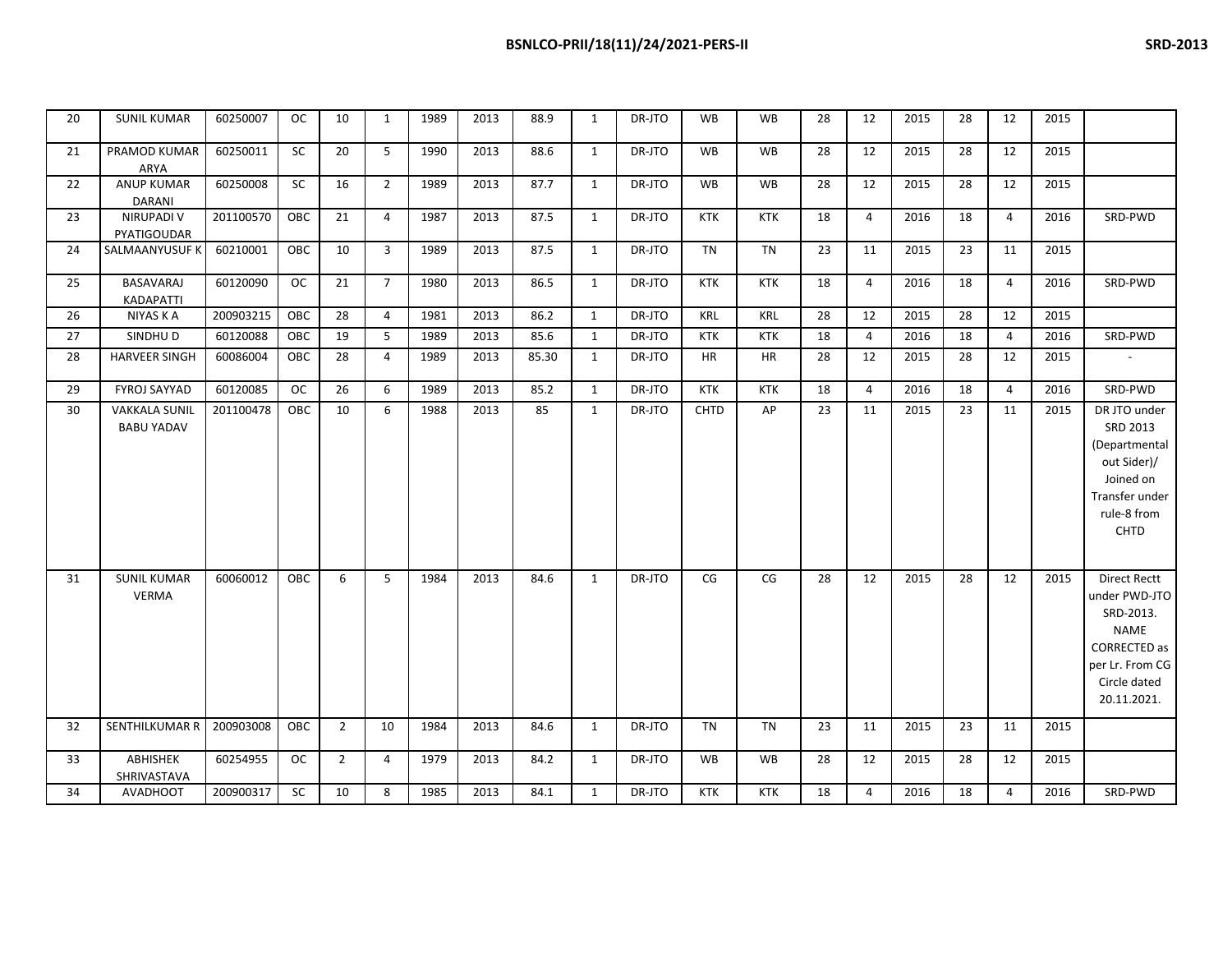| 20 | SUNIL KUMAR | 60250007 | OC | 10 | 1 | 1989 | 2013 | 88.9 | 1 | DR-JTO | WB | WB | 28 | 12 | 2015 | 28 | 12 | 2015 | |
|---|---|---|---|---|---|---|---|---|---|---|---|---|---|---|---|---|---|---|---|
| 21 | PRAMOD KUMAR ARYA | 60250011 | SC | 20 | 5 | 1990 | 2013 | 88.6 | 1 | DR-JTO | WB | WB | 28 | 12 | 2015 | 28 | 12 | 2015 | |
| 22 | ANUP KUMAR DARANI | 60250008 | SC | 16 | 2 | 1989 | 2013 | 87.7 | 1 | DR-JTO | WB | WB | 28 | 12 | 2015 | 28 | 12 | 2015 | |
| 23 | NIRUPADI V PYATIGOUDAR | 201100570 | OBC | 21 | 4 | 1987 | 2013 | 87.5 | 1 | DR-JTO | KTK | KTK | 18 | 4 | 2016 | 18 | 4 | 2016 | SRD-PWD |
| 24 | SALMAANYUSUF K | 60210001 | OBC | 10 | 3 | 1989 | 2013 | 87.5 | 1 | DR-JTO | TN | TN | 23 | 11 | 2015 | 23 | 11 | 2015 | |
| 25 | BASAVARAJ KADAPATTI | 60120090 | OC | 21 | 7 | 1980 | 2013 | 86.5 | 1 | DR-JTO | KTK | KTK | 18 | 4 | 2016 | 18 | 4 | 2016 | SRD-PWD |
| 26 | NIYAS K A | 200903215 | OBC | 28 | 4 | 1981 | 2013 | 86.2 | 1 | DR-JTO | KRL | KRL | 28 | 12 | 2015 | 28 | 12 | 2015 | |
| 27 | SINDHU D | 60120088 | OBC | 19 | 5 | 1989 | 2013 | 85.6 | 1 | DR-JTO | KTK | KTK | 18 | 4 | 2016 | 18 | 4 | 2016 | SRD-PWD |
| 28 | HARVEER SINGH | 60086004 | OBC | 28 | 4 | 1989 | 2013 | 85.30 | 1 | DR-JTO | HR | HR | 28 | 12 | 2015 | 28 | 12 | 2015 | - |
| 29 | FYROJ SAYYAD | 60120085 | OC | 26 | 6 | 1989 | 2013 | 85.2 | 1 | DR-JTO | KTK | KTK | 18 | 4 | 2016 | 18 | 4 | 2016 | SRD-PWD |
| 30 | VAKKALA SUNIL BABU YADAV | 201100478 | OBC | 10 | 6 | 1988 | 2013 | 85 | 1 | DR-JTO | CHTD | AP | 23 | 11 | 2015 | 23 | 11 | 2015 | DR JTO under SRD 2013 (Departmental out Sider)/ Joined on Transfer under rule-8 from CHTD |
| 31 | SUNIL KUMAR VERMA | 60060012 | OBC | 6 | 5 | 1984 | 2013 | 84.6 | 1 | DR-JTO | CG | CG | 28 | 12 | 2015 | 28 | 12 | 2015 | Direct Rectt under PWD-JTO SRD-2013. NAME CORRECTED as per Lr. From CG Circle dated 20.11.2021. |
| 32 | SENTHILKUMAR R | 200903008 | OBC | 2 | 10 | 1984 | 2013 | 84.6 | 1 | DR-JTO | TN | TN | 23 | 11 | 2015 | 23 | 11 | 2015 | |
| 33 | ABHISHEK SHRIVASTAVA | 60254955 | OC | 2 | 4 | 1979 | 2013 | 84.2 | 1 | DR-JTO | WB | WB | 28 | 12 | 2015 | 28 | 12 | 2015 | |
| 34 | AVADHOOT | 200900317 | SC | 10 | 8 | 1985 | 2013 | 84.1 | 1 | DR-JTO | KTK | KTK | 18 | 4 | 2016 | 18 | 4 | 2016 | SRD-PWD |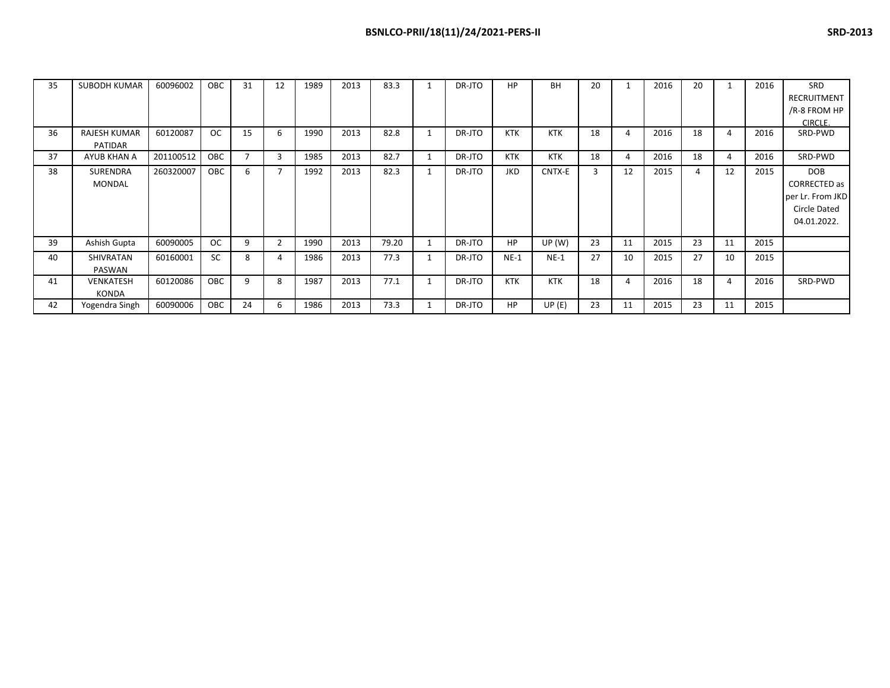| 35 | SUBODH KUMAR | 60096002 | OBC | 31 | 12 | 1989 | 2013 | 83.3 | 1 | DR-JTO | HP | BH | 20 | 1 | 2016 | 20 | 1 | 2016 | SRD RECRUITMENT /R-8 FROM HP CIRCLE. |
|---|---|---|---|---|---|---|---|---|---|---|---|---|---|---|---|---|---|---|---|
| 36 | RAJESH KUMAR PATIDAR | 60120087 | OC | 15 | 6 | 1990 | 2013 | 82.8 | 1 | DR-JTO | KTK | KTK | 18 | 4 | 2016 | 18 | 4 | 2016 | SRD-PWD |
| 37 | AYUB KHAN A | 201100512 | OBC | 7 | 3 | 1985 | 2013 | 82.7 | 1 | DR-JTO | KTK | KTK | 18 | 4 | 2016 | 18 | 4 | 2016 | SRD-PWD |
| 38 | SURENDRA MONDAL | 260320007 | OBC | 6 | 7 | 1992 | 2013 | 82.3 | 1 | DR-JTO | JKD | CNTX-E | 3 | 12 | 2015 | 4 | 12 | 2015 | DOB CORRECTED as per Lr. From JKD Circle Dated 04.01.2022. |
| 39 | Ashish Gupta | 60090005 | OC | 9 | 2 | 1990 | 2013 | 79.20 | 1 | DR-JTO | HP | UP (W) | 23 | 11 | 2015 | 23 | 11 | 2015 | |
| 40 | SHIVRATAN PASWAN | 60160001 | SC | 8 | 4 | 1986 | 2013 | 77.3 | 1 | DR-JTO | NE-1 | NE-1 | 27 | 10 | 2015 | 27 | 10 | 2015 | |
| 41 | VENKATESH KONDA | 60120086 | OBC | 9 | 8 | 1987 | 2013 | 77.1 | 1 | DR-JTO | KTK | KTK | 18 | 4 | 2016 | 18 | 4 | 2016 | SRD-PWD |
| 42 | Yogendra Singh | 60090006 | OBC | 24 | 6 | 1986 | 2013 | 73.3 | 1 | DR-JTO | HP | UP (E) | 23 | 11 | 2015 | 23 | 11 | 2015 | |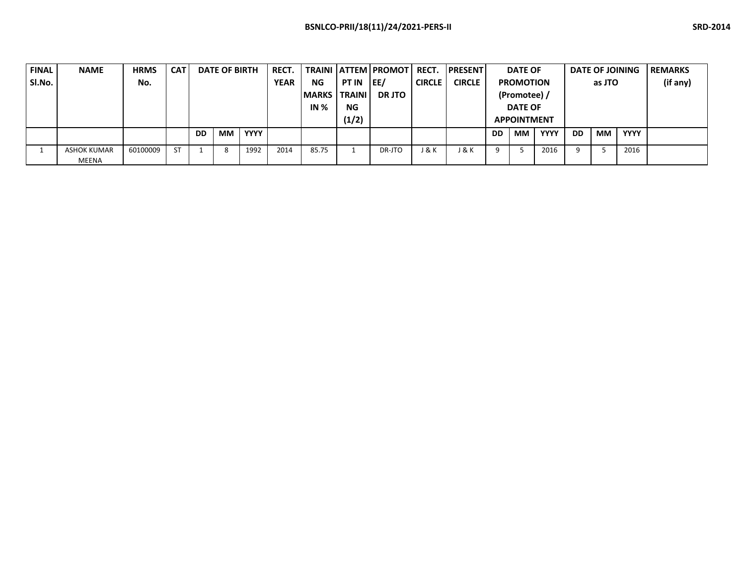| FINAL Sl.No. | NAME | HRMS No. | CAT | DATE OF BIRTH | | | RECT. YEAR | TRAINING MARKS IN % | ATTEMPT IN TRAINING (1/2) | PROMOTEE/ DR JTO | RECT. CIRCLE | PRESENT CIRCLE | DATE OF PROMOTION (Promotee) / DATE OF APPOINTMENT | | | DATE OF JOINING as JTO | | | REMARKS (if any) |
|---|---|---|---|---|---|---|---|---|---|---|---|---|---|---|---|---|---|---|---|
| | | | | DD | MM | YYYY | | | | | | | DD | MM | YYYY | DD | MM | YYYY | |
| 1 | ASHOK KUMAR MEENA | 60100009 | ST | 1 | 8 | 1992 | 2014 | 85.75 | 1 | DR-JTO | J & K | J & K | 9 | 5 | 2016 | 9 | 5 | 2016 | |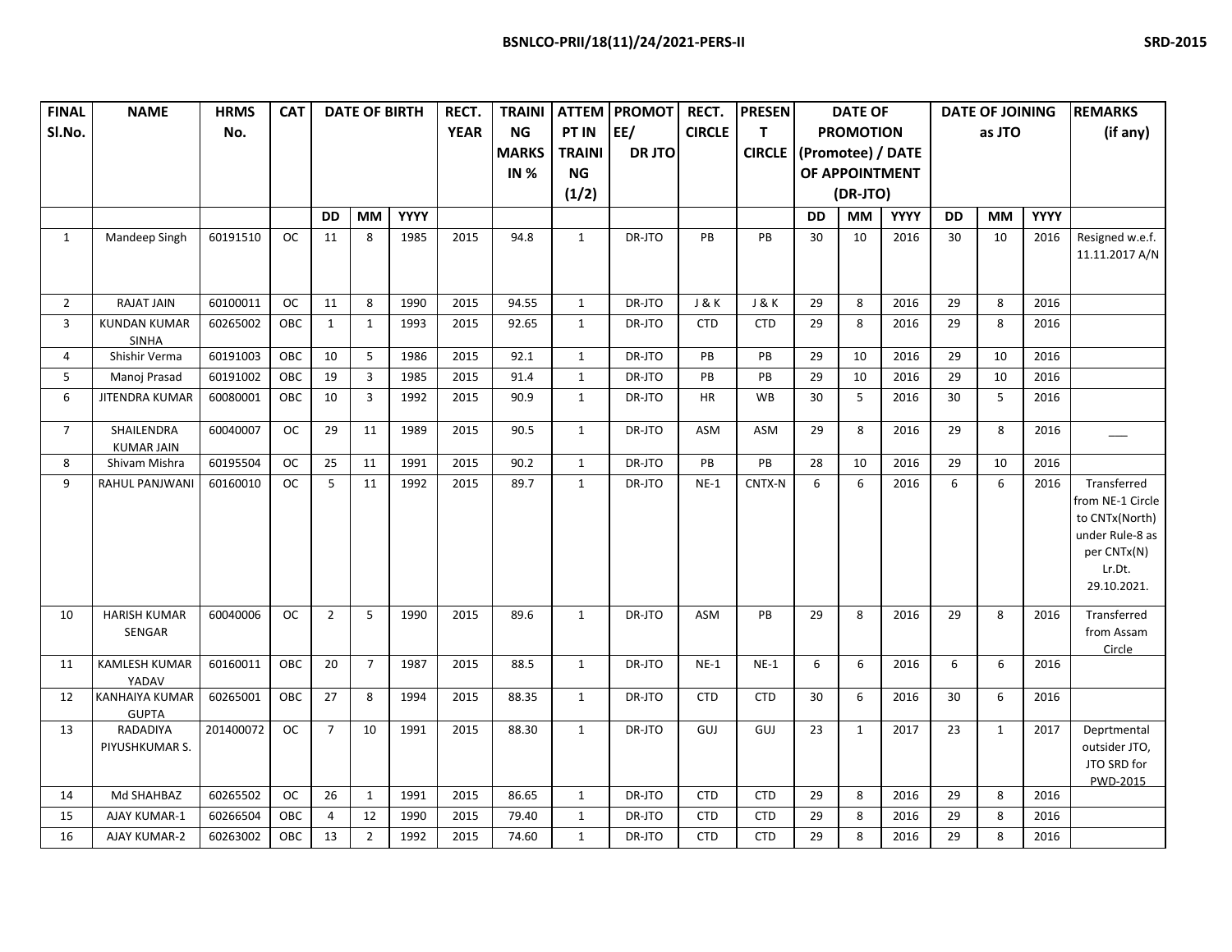| FINAL Sl.No. | NAME | HRMS No. | CAT | DATE OF BIRTH | | | RECT. YEAR | TRAINING MARKS IN % | ATTEMPT IN TRAINING (1/2) | PROMOTEE/ DR JTO | RECT. CIRCLE | PRESENT CIRCLE | DATE OF PROMOTION (Promotee) / DATE OF APPOINTMENT (DR-JTO) | | | DATE OF JOINING as JTO | | | REMARKS (if any) |
|---|---|---|---|---|---|---|---|---|---|---|---|---|---|---|---|---|---|---|---|
| | | | | DD | MM | YYYY | | | | | | | DD | MM | YYYY | DD | MM | YYYY | |
| 1 | Mandeep Singh | 60191510 | OC | 11 | 8 | 1985 | 2015 | 94.8 | 1 | DR-JTO | PB | PB | 30 | 10 | 2016 | 30 | 10 | 2016 | Resigned w.e.f. 11.11.2017 A/N |
| 2 | RAJAT JAIN | 60100011 | OC | 11 | 8 | 1990 | 2015 | 94.55 | 1 | DR-JTO | J & K | J & K | 29 | 8 | 2016 | 29 | 8 | 2016 | |
| 3 | KUNDAN KUMAR SINHA | 60265002 | OBC | 1 | 1 | 1993 | 2015 | 92.65 | 1 | DR-JTO | CTD | CTD | 29 | 8 | 2016 | 29 | 8 | 2016 | |
| 4 | Shishir Verma | 60191003 | OBC | 10 | 5 | 1986 | 2015 | 92.1 | 1 | DR-JTO | PB | PB | 29 | 10 | 2016 | 29 | 10 | 2016 | |
| 5 | Manoj Prasad | 60191002 | OBC | 19 | 3 | 1985 | 2015 | 91.4 | 1 | DR-JTO | PB | PB | 29 | 10 | 2016 | 29 | 10 | 2016 | |
| 6 | JITENDRA KUMAR | 60080001 | OBC | 10 | 3 | 1992 | 2015 | 90.9 | 1 | DR-JTO | HR | WB | 30 | 5 | 2016 | 30 | 5 | 2016 | |
| 7 | SHAILENDRA KUMAR JAIN | 60040007 | OC | 29 | 11 | 1989 | 2015 | 90.5 | 1 | DR-JTO | ASM | ASM | 29 | 8 | 2016 | 29 | 8 | 2016 | ___ |
| 8 | Shivam Mishra | 60195504 | OC | 25 | 11 | 1991 | 2015 | 90.2 | 1 | DR-JTO | PB | PB | 28 | 10 | 2016 | 29 | 10 | 2016 | |
| 9 | RAHUL PANJWANI | 60160010 | OC | 5 | 11 | 1992 | 2015 | 89.7 | 1 | DR-JTO | NE-1 | CNTX-N | 6 | 6 | 2016 | 6 | 6 | 2016 | Transferred from NE-1 Circle to CNTx(North) under Rule-8 as per CNTx(N) Lr.Dt. 29.10.2021. |
| 10 | HARISH KUMAR SENGAR | 60040006 | OC | 2 | 5 | 1990 | 2015 | 89.6 | 1 | DR-JTO | ASM | PB | 29 | 8 | 2016 | 29 | 8 | 2016 | Transferred from Assam Circle |
| 11 | KAMLESH KUMAR YADAV | 60160011 | OBC | 20 | 7 | 1987 | 2015 | 88.5 | 1 | DR-JTO | NE-1 | NE-1 | 6 | 6 | 2016 | 6 | 6 | 2016 | |
| 12 | KANHAIYA KUMAR GUPTA | 60265001 | OBC | 27 | 8 | 1994 | 2015 | 88.35 | 1 | DR-JTO | CTD | CTD | 30 | 6 | 2016 | 30 | 6 | 2016 | |
| 13 | RADADIYA PIYUSHKUMAR S. | 201400072 | OC | 7 | 10 | 1991 | 2015 | 88.30 | 1 | DR-JTO | GUJ | GUJ | 23 | 1 | 2017 | 23 | 1 | 2017 | Deprtmental outsider JTO, JTO SRD for PWD-2015 |
| 14 | Md SHAHBAZ | 60265502 | OC | 26 | 1 | 1991 | 2015 | 86.65 | 1 | DR-JTO | CTD | CTD | 29 | 8 | 2016 | 29 | 8 | 2016 | |
| 15 | AJAY KUMAR-1 | 60266504 | OBC | 4 | 12 | 1990 | 2015 | 79.40 | 1 | DR-JTO | CTD | CTD | 29 | 8 | 2016 | 29 | 8 | 2016 | |
| 16 | AJAY KUMAR-2 | 60263002 | OBC | 13 | 2 | 1992 | 2015 | 74.60 | 1 | DR-JTO | CTD | CTD | 29 | 8 | 2016 | 29 | 8 | 2016 | |